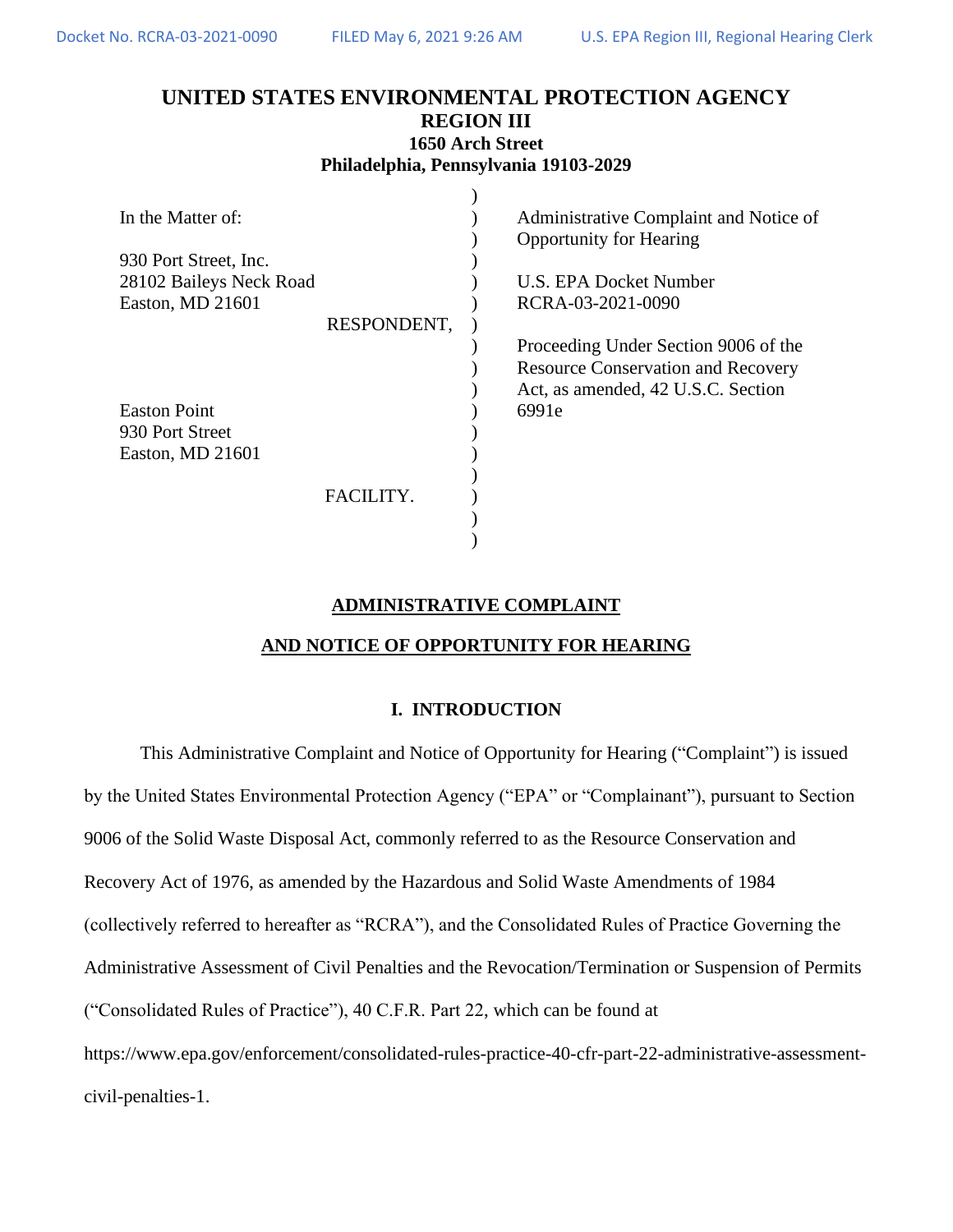Docket No. RCRA-03-2021-0090 FILED May 6, 2021 9:26 AM U.S. EPA Region III, Regional Hearing Clerk

# UNITED STATES ENVIRONMENTAL PROTECTION AGENCY
## REGION III
### 1650 Arch Street
### Philadelphia, Pennsylvania 19103-2029

| | |
|---|---|
| In the Matter of: | Administrative Complaint and Notice of Opportunity for Hearing |
| 930 Port Street, Inc.<br>28102 Baileys Neck Road<br>Easton, MD 21601<br>RESPONDENT, | U.S. EPA Docket Number<br>RCRA-03-2021-0090 |
| | Proceeding Under Section 9006 of the Resource Conservation and Recovery Act, as amended, 42 U.S.C. Section 6991e |
| Easton Point<br>930 Port Street<br>Easton, MD 21601<br>FACILITY. | |

## ADMINISTRATIVE COMPLAINT

## AND NOTICE OF OPPORTUNITY FOR HEARING

### I. INTRODUCTION

This Administrative Complaint and Notice of Opportunity for Hearing ("Complaint") is issued by the United States Environmental Protection Agency ("EPA" or "Complainant"), pursuant to Section 9006 of the Solid Waste Disposal Act, commonly referred to as the Resource Conservation and Recovery Act of 1976, as amended by the Hazardous and Solid Waste Amendments of 1984 (collectively referred to hereafter as "RCRA"), and the Consolidated Rules of Practice Governing the Administrative Assessment of Civil Penalties and the Revocation/Termination or Suspension of Permits ("Consolidated Rules of Practice"), 40 C.F.R. Part 22, which can be found at https://www.epa.gov/enforcement/consolidated-rules-practice-40-cfr-part-22-administrative-assessment-civil-penalties-1.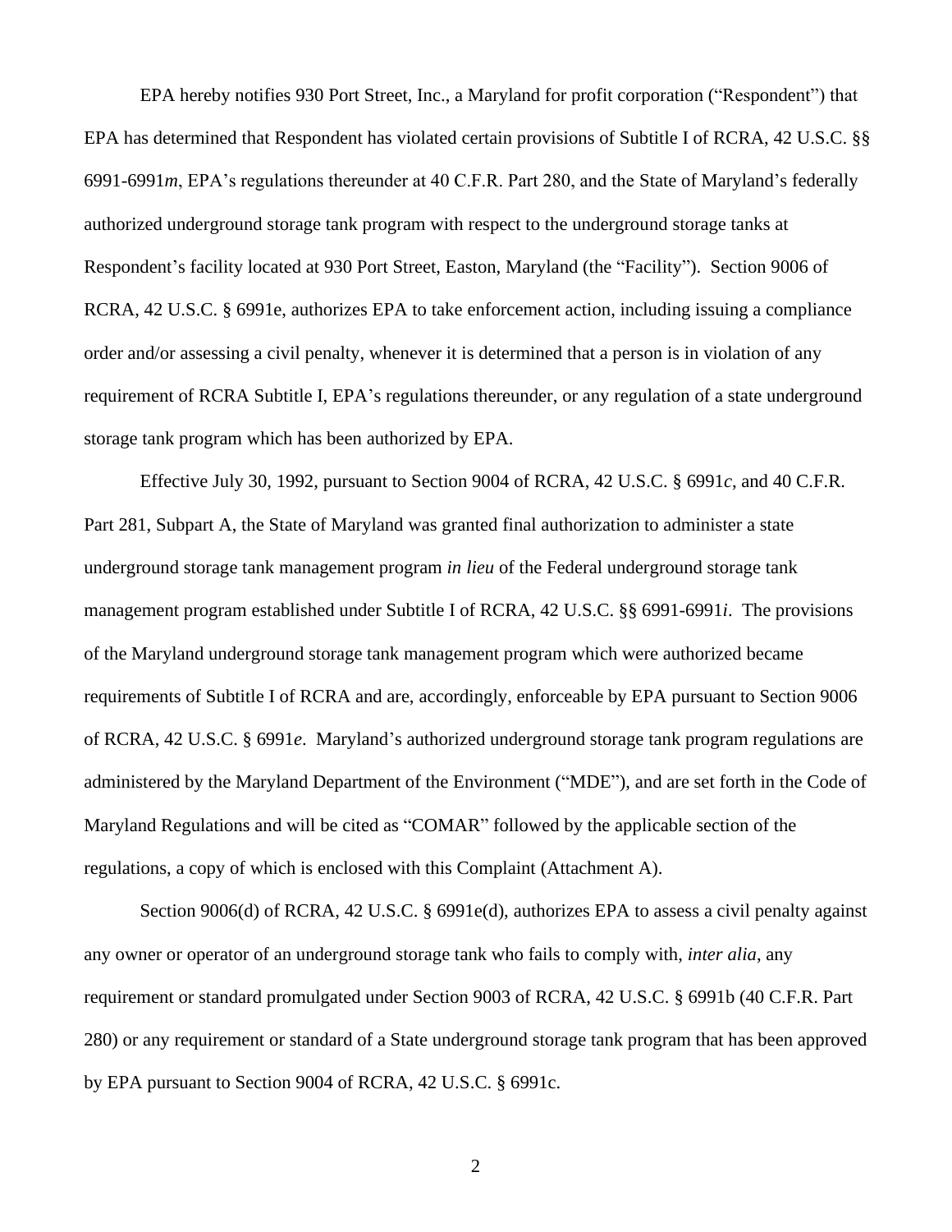EPA hereby notifies 930 Port Street, Inc., a Maryland for profit corporation ("Respondent") that EPA has determined that Respondent has violated certain provisions of Subtitle I of RCRA, 42 U.S.C. §§ 6991-6991*m*, EPA's regulations thereunder at 40 C.F.R. Part 280, and the State of Maryland's federally authorized underground storage tank program with respect to the underground storage tanks at Respondent's facility located at 930 Port Street, Easton, Maryland (the "Facility"). Section 9006 of RCRA, 42 U.S.C. § 6991e, authorizes EPA to take enforcement action, including issuing a compliance order and/or assessing a civil penalty, whenever it is determined that a person is in violation of any requirement of RCRA Subtitle I, EPA's regulations thereunder, or any regulation of a state underground storage tank program which has been authorized by EPA.

Effective July 30, 1992, pursuant to Section 9004 of RCRA, 42 U.S.C. § 6991*c*, and 40 C.F.R. Part 281, Subpart A, the State of Maryland was granted final authorization to administer a state underground storage tank management program *in lieu* of the Federal underground storage tank management program established under Subtitle I of RCRA, 42 U.S.C. §§ 6991-6991*i*. The provisions of the Maryland underground storage tank management program which were authorized became requirements of Subtitle I of RCRA and are, accordingly, enforceable by EPA pursuant to Section 9006 of RCRA, 42 U.S.C. § 6991*e*. Maryland's authorized underground storage tank program regulations are administered by the Maryland Department of the Environment ("MDE"), and are set forth in the Code of Maryland Regulations and will be cited as "COMAR" followed by the applicable section of the regulations, a copy of which is enclosed with this Complaint (Attachment A).

Section 9006(d) of RCRA, 42 U.S.C. § 6991e(d), authorizes EPA to assess a civil penalty against any owner or operator of an underground storage tank who fails to comply with, *inter alia*, any requirement or standard promulgated under Section 9003 of RCRA, 42 U.S.C. § 6991b (40 C.F.R. Part 280) or any requirement or standard of a State underground storage tank program that has been approved by EPA pursuant to Section 9004 of RCRA, 42 U.S.C. § 6991c.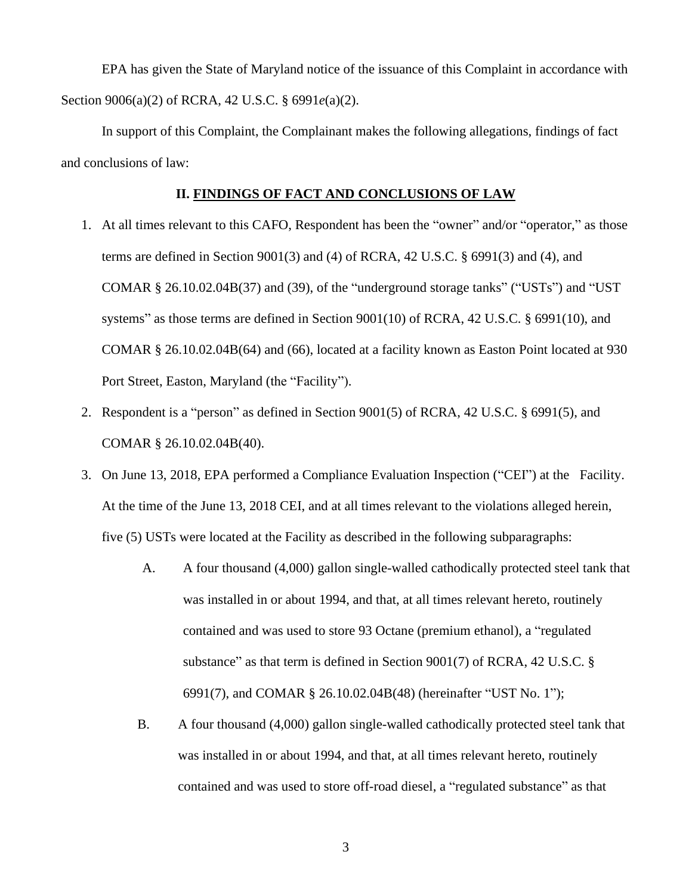EPA has given the State of Maryland notice of the issuance of this Complaint in accordance with Section 9006(a)(2) of RCRA, 42 U.S.C. § 6991*e*(a)(2).

In support of this Complaint, the Complainant makes the following allegations, findings of fact and conclusions of law:

## II. FINDINGS OF FACT AND CONCLUSIONS OF LAW

1. At all times relevant to this CAFO, Respondent has been the "owner" and/or "operator," as those terms are defined in Section 9001(3) and (4) of RCRA, 42 U.S.C. § 6991(3) and (4), and COMAR § 26.10.02.04B(37) and (39), of the "underground storage tanks" ("USTs") and "UST systems" as those terms are defined in Section 9001(10) of RCRA, 42 U.S.C. § 6991(10), and COMAR § 26.10.02.04B(64) and (66), located at a facility known as Easton Point located at 930 Port Street, Easton, Maryland (the "Facility").
2. Respondent is a "person" as defined in Section 9001(5) of RCRA, 42 U.S.C. § 6991(5), and COMAR § 26.10.02.04B(40).
3. On June 13, 2018, EPA performed a Compliance Evaluation Inspection ("CEI") at the Facility. At the time of the June 13, 2018 CEI, and at all times relevant to the violations alleged herein, five (5) USTs were located at the Facility as described in the following subparagraphs:
   - A. A four thousand (4,000) gallon single-walled cathodically protected steel tank that was installed in or about 1994, and that, at all times relevant hereto, routinely contained and was used to store 93 Octane (premium ethanol), a "regulated substance" as that term is defined in Section 9001(7) of RCRA, 42 U.S.C. § 6991(7), and COMAR § 26.10.02.04B(48) (hereinafter "UST No. 1");
   - B. A four thousand (4,000) gallon single-walled cathodically protected steel tank that was installed in or about 1994, and that, at all times relevant hereto, routinely contained and was used to store off-road diesel, a "regulated substance" as that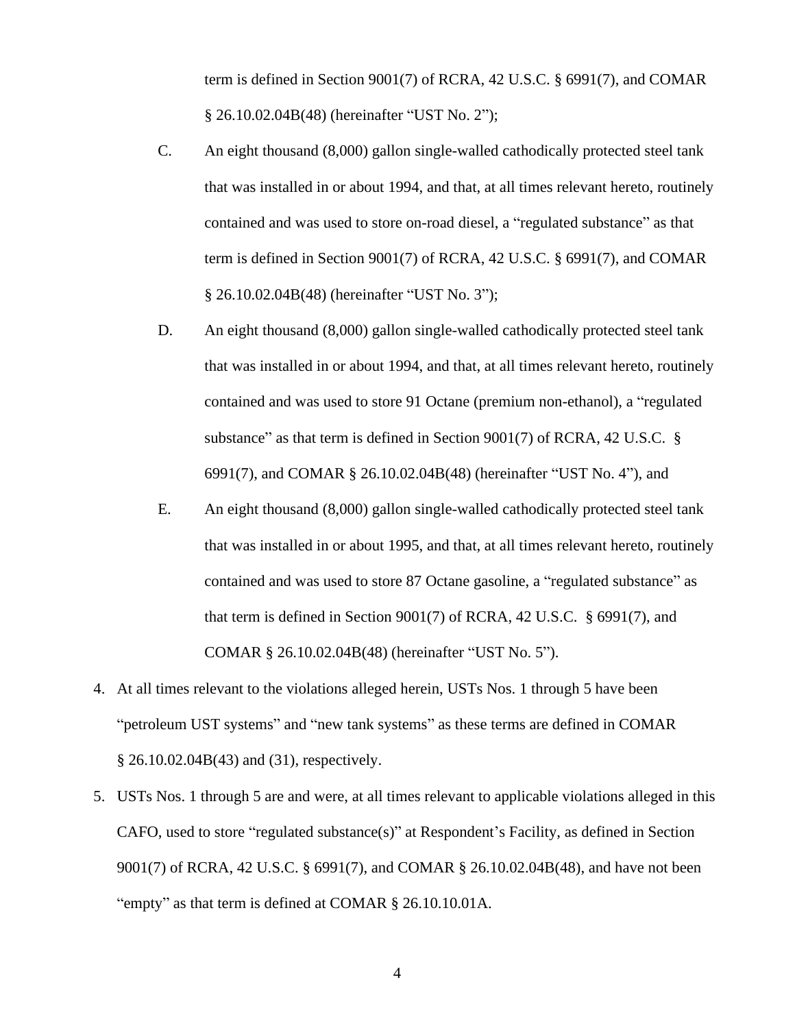term is defined in Section 9001(7) of RCRA, 42 U.S.C. § 6991(7), and COMAR § 26.10.02.04B(48) (hereinafter "UST No. 2");

C. An eight thousand (8,000) gallon single-walled cathodically protected steel tank that was installed in or about 1994, and that, at all times relevant hereto, routinely contained and was used to store on-road diesel, a "regulated substance" as that term is defined in Section 9001(7) of RCRA, 42 U.S.C. § 6991(7), and COMAR § 26.10.02.04B(48) (hereinafter "UST No. 3");

D. An eight thousand (8,000) gallon single-walled cathodically protected steel tank that was installed in or about 1994, and that, at all times relevant hereto, routinely contained and was used to store 91 Octane (premium non-ethanol), a "regulated substance" as that term is defined in Section 9001(7) of RCRA, 42 U.S.C. § 6991(7), and COMAR § 26.10.02.04B(48) (hereinafter "UST No. 4"), and

E. An eight thousand (8,000) gallon single-walled cathodically protected steel tank that was installed in or about 1995, and that, at all times relevant hereto, routinely contained and was used to store 87 Octane gasoline, a "regulated substance" as that term is defined in Section 9001(7) of RCRA, 42 U.S.C. § 6991(7), and COMAR § 26.10.02.04B(48) (hereinafter "UST No. 5").

4. At all times relevant to the violations alleged herein, USTs Nos. 1 through 5 have been "petroleum UST systems" and "new tank systems" as these terms are defined in COMAR § 26.10.02.04B(43) and (31), respectively.

5. USTs Nos. 1 through 5 are and were, at all times relevant to applicable violations alleged in this CAFO, used to store "regulated substance(s)" at Respondent's Facility, as defined in Section 9001(7) of RCRA, 42 U.S.C. § 6991(7), and COMAR § 26.10.02.04B(48), and have not been "empty" as that term is defined at COMAR § 26.10.10.01A.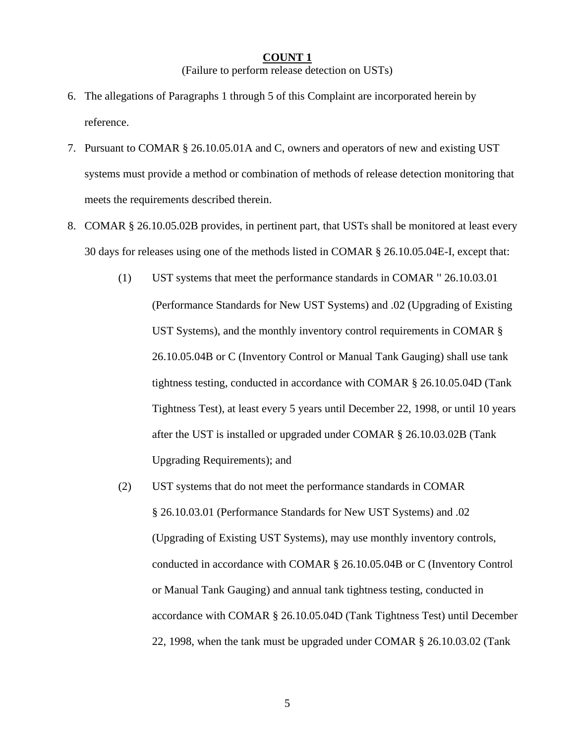**COUNT 1**

(Failure to perform release detection on USTs)

6. The allegations of Paragraphs 1 through 5 of this Complaint are incorporated herein by reference.

7. Pursuant to COMAR § 26.10.05.01A and C, owners and operators of new and existing UST systems must provide a method or combination of methods of release detection monitoring that meets the requirements described therein.

8. COMAR § 26.10.05.02B provides, in pertinent part, that USTs shall be monitored at least every 30 days for releases using one of the methods listed in COMAR § 26.10.05.04E-I, except that:

   (1) UST systems that meet the performance standards in COMAR '' 26.10.03.01 (Performance Standards for New UST Systems) and .02 (Upgrading of Existing UST Systems), and the monthly inventory control requirements in COMAR § 26.10.05.04B or C (Inventory Control or Manual Tank Gauging) shall use tank tightness testing, conducted in accordance with COMAR § 26.10.05.04D (Tank Tightness Test), at least every 5 years until December 22, 1998, or until 10 years after the UST is installed or upgraded under COMAR § 26.10.03.02B (Tank Upgrading Requirements); and

   (2) UST systems that do not meet the performance standards in COMAR § 26.10.03.01 (Performance Standards for New UST Systems) and .02 (Upgrading of Existing UST Systems), may use monthly inventory controls, conducted in accordance with COMAR § 26.10.05.04B or C (Inventory Control or Manual Tank Gauging) and annual tank tightness testing, conducted in accordance with COMAR § 26.10.05.04D (Tank Tightness Test) until December 22, 1998, when the tank must be upgraded under COMAR § 26.10.03.02 (Tank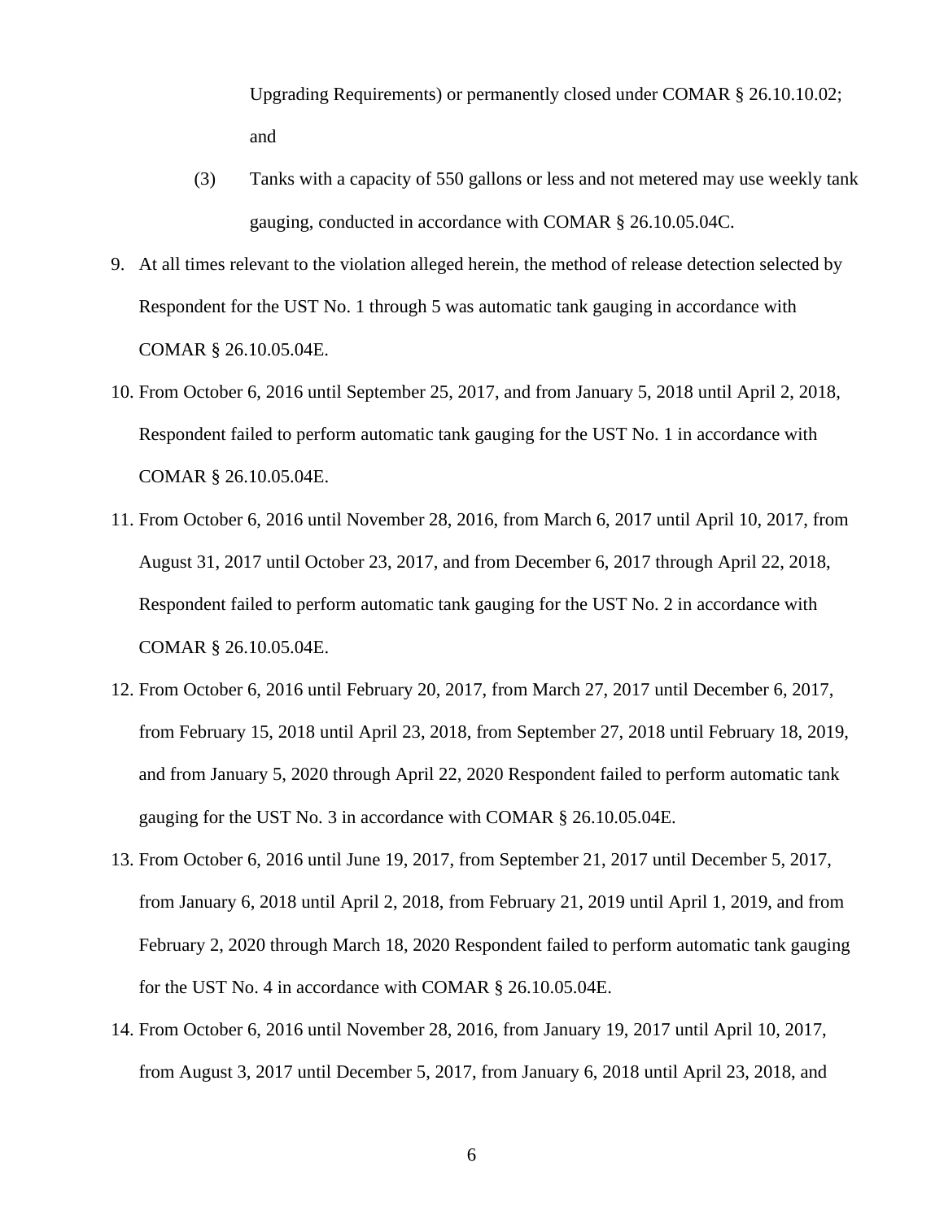Upgrading Requirements) or permanently closed under COMAR § 26.10.10.02; and

(3) Tanks with a capacity of 550 gallons or less and not metered may use weekly tank gauging, conducted in accordance with COMAR § 26.10.05.04C.

9. At all times relevant to the violation alleged herein, the method of release detection selected by Respondent for the UST No. 1 through 5 was automatic tank gauging in accordance with COMAR § 26.10.05.04E.

10. From October 6, 2016 until September 25, 2017, and from January 5, 2018 until April 2, 2018, Respondent failed to perform automatic tank gauging for the UST No. 1 in accordance with COMAR § 26.10.05.04E.

11. From October 6, 2016 until November 28, 2016, from March 6, 2017 until April 10, 2017, from August 31, 2017 until October 23, 2017, and from December 6, 2017 through April 22, 2018, Respondent failed to perform automatic tank gauging for the UST No. 2 in accordance with COMAR § 26.10.05.04E.

12. From October 6, 2016 until February 20, 2017, from March 27, 2017 until December 6, 2017, from February 15, 2018 until April 23, 2018, from September 27, 2018 until February 18, 2019, and from January 5, 2020 through April 22, 2020 Respondent failed to perform automatic tank gauging for the UST No. 3 in accordance with COMAR § 26.10.05.04E.

13. From October 6, 2016 until June 19, 2017, from September 21, 2017 until December 5, 2017, from January 6, 2018 until April 2, 2018, from February 21, 2019 until April 1, 2019, and from February 2, 2020 through March 18, 2020 Respondent failed to perform automatic tank gauging for the UST No. 4 in accordance with COMAR § 26.10.05.04E.

14. From October 6, 2016 until November 28, 2016, from January 19, 2017 until April 10, 2017, from August 3, 2017 until December 5, 2017, from January 6, 2018 until April 23, 2018, and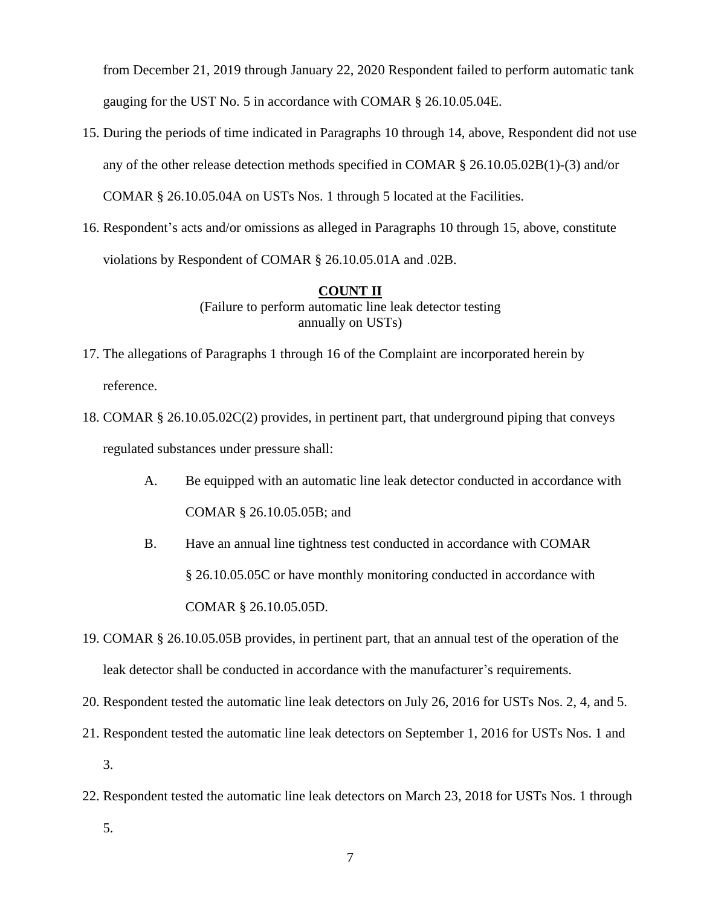from December 21, 2019 through January 22, 2020 Respondent failed to perform automatic tank gauging for the UST No. 5 in accordance with COMAR § 26.10.05.04E.

15. During the periods of time indicated in Paragraphs 10 through 14, above, Respondent did not use any of the other release detection methods specified in COMAR § 26.10.05.02B(1)-(3) and/or COMAR § 26.10.05.04A on USTs Nos. 1 through 5 located at the Facilities.

16. Respondent's acts and/or omissions as alleged in Paragraphs 10 through 15, above, constitute violations by Respondent of COMAR § 26.10.05.01A and .02B.

**COUNT II**

(Failure to perform automatic line leak detector testing annually on USTs)

17. The allegations of Paragraphs 1 through 16 of the Complaint are incorporated herein by reference.

18. COMAR § 26.10.05.02C(2) provides, in pertinent part, that underground piping that conveys regulated substances under pressure shall:

    A. Be equipped with an automatic line leak detector conducted in accordance with COMAR § 26.10.05.05B; and

    B. Have an annual line tightness test conducted in accordance with COMAR § 26.10.05.05C or have monthly monitoring conducted in accordance with COMAR § 26.10.05.05D.

19. COMAR § 26.10.05.05B provides, in pertinent part, that an annual test of the operation of the leak detector shall be conducted in accordance with the manufacturer's requirements.

20. Respondent tested the automatic line leak detectors on July 26, 2016 for USTs Nos. 2, 4, and 5.

21. Respondent tested the automatic line leak detectors on September 1, 2016 for USTs Nos. 1 and 3.

22. Respondent tested the automatic line leak detectors on March 23, 2018 for USTs Nos. 1 through 5.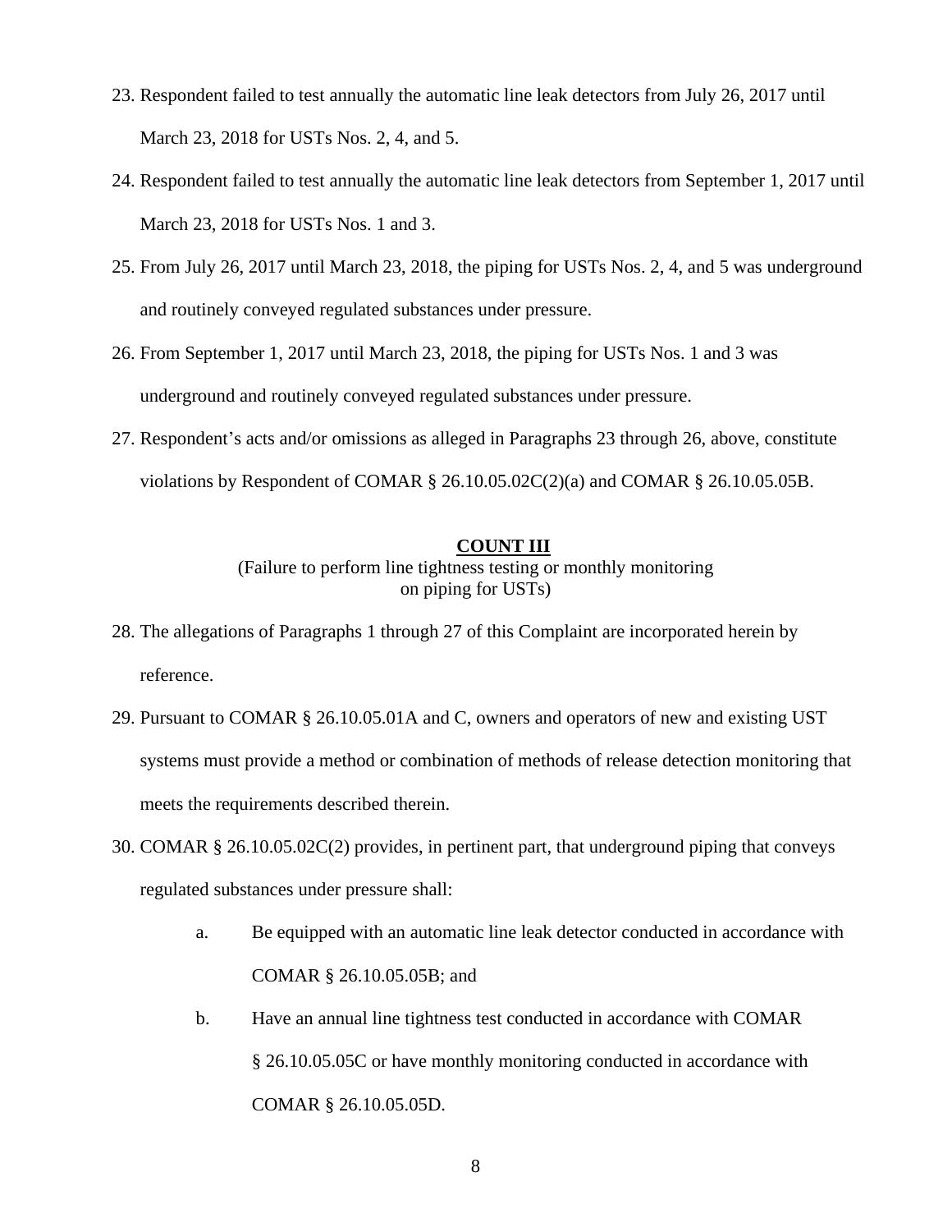23. Respondent failed to test annually the automatic line leak detectors from July 26, 2017 until March 23, 2018 for USTs Nos. 2, 4, and 5.

24. Respondent failed to test annually the automatic line leak detectors from September 1, 2017 until March 23, 2018 for USTs Nos. 1 and 3.

25. From July 26, 2017 until March 23, 2018, the piping for USTs Nos. 2, 4, and 5 was underground and routinely conveyed regulated substances under pressure.

26. From September 1, 2017 until March 23, 2018, the piping for USTs Nos. 1 and 3 was underground and routinely conveyed regulated substances under pressure.

27. Respondent's acts and/or omissions as alleged in Paragraphs 23 through 26, above, constitute violations by Respondent of COMAR § 26.10.05.02C(2)(a) and COMAR § 26.10.05.05B.

**COUNT III**

(Failure to perform line tightness testing or monthly monitoring on piping for USTs)

28. The allegations of Paragraphs 1 through 27 of this Complaint are incorporated herein by reference.

29. Pursuant to COMAR § 26.10.05.01A and C, owners and operators of new and existing UST systems must provide a method or combination of methods of release detection monitoring that meets the requirements described therein.

30. COMAR § 26.10.05.02C(2) provides, in pertinent part, that underground piping that conveys regulated substances under pressure shall:

    a. Be equipped with an automatic line leak detector conducted in accordance with COMAR § 26.10.05.05B; and

    b. Have an annual line tightness test conducted in accordance with COMAR § 26.10.05.05C or have monthly monitoring conducted in accordance with COMAR § 26.10.05.05D.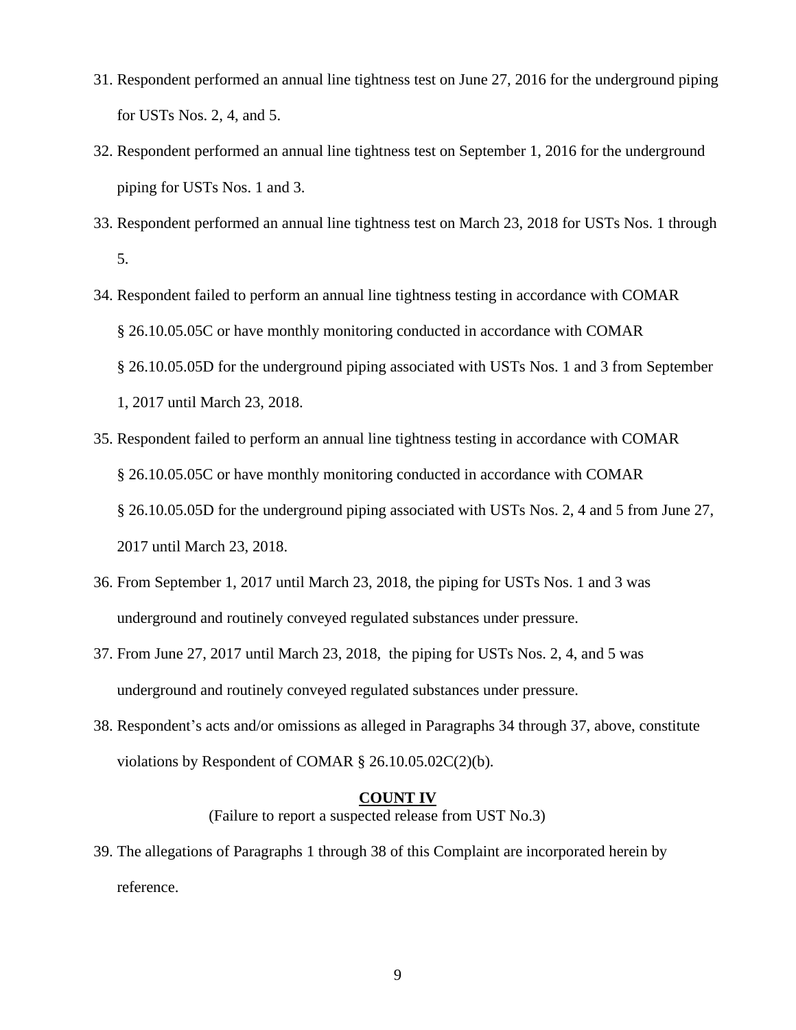31. Respondent performed an annual line tightness test on June 27, 2016 for the underground piping for USTs Nos. 2, 4, and 5.

32. Respondent performed an annual line tightness test on September 1, 2016 for the underground piping for USTs Nos. 1 and 3.

33. Respondent performed an annual line tightness test on March 23, 2018 for USTs Nos. 1 through 5.

34. Respondent failed to perform an annual line tightness testing in accordance with COMAR § 26.10.05.05C or have monthly monitoring conducted in accordance with COMAR § 26.10.05.05D for the underground piping associated with USTs Nos. 1 and 3 from September 1, 2017 until March 23, 2018.

35. Respondent failed to perform an annual line tightness testing in accordance with COMAR § 26.10.05.05C or have monthly monitoring conducted in accordance with COMAR § 26.10.05.05D for the underground piping associated with USTs Nos. 2, 4 and 5 from June 27, 2017 until March 23, 2018.

36. From September 1, 2017 until March 23, 2018, the piping for USTs Nos. 1 and 3 was underground and routinely conveyed regulated substances under pressure.

37. From June 27, 2017 until March 23, 2018, the piping for USTs Nos. 2, 4, and 5 was underground and routinely conveyed regulated substances under pressure.

38. Respondent's acts and/or omissions as alleged in Paragraphs 34 through 37, above, constitute violations by Respondent of COMAR § 26.10.05.02C(2)(b).

## COUNT IV

(Failure to report a suspected release from UST No.3)

39. The allegations of Paragraphs 1 through 38 of this Complaint are incorporated herein by reference.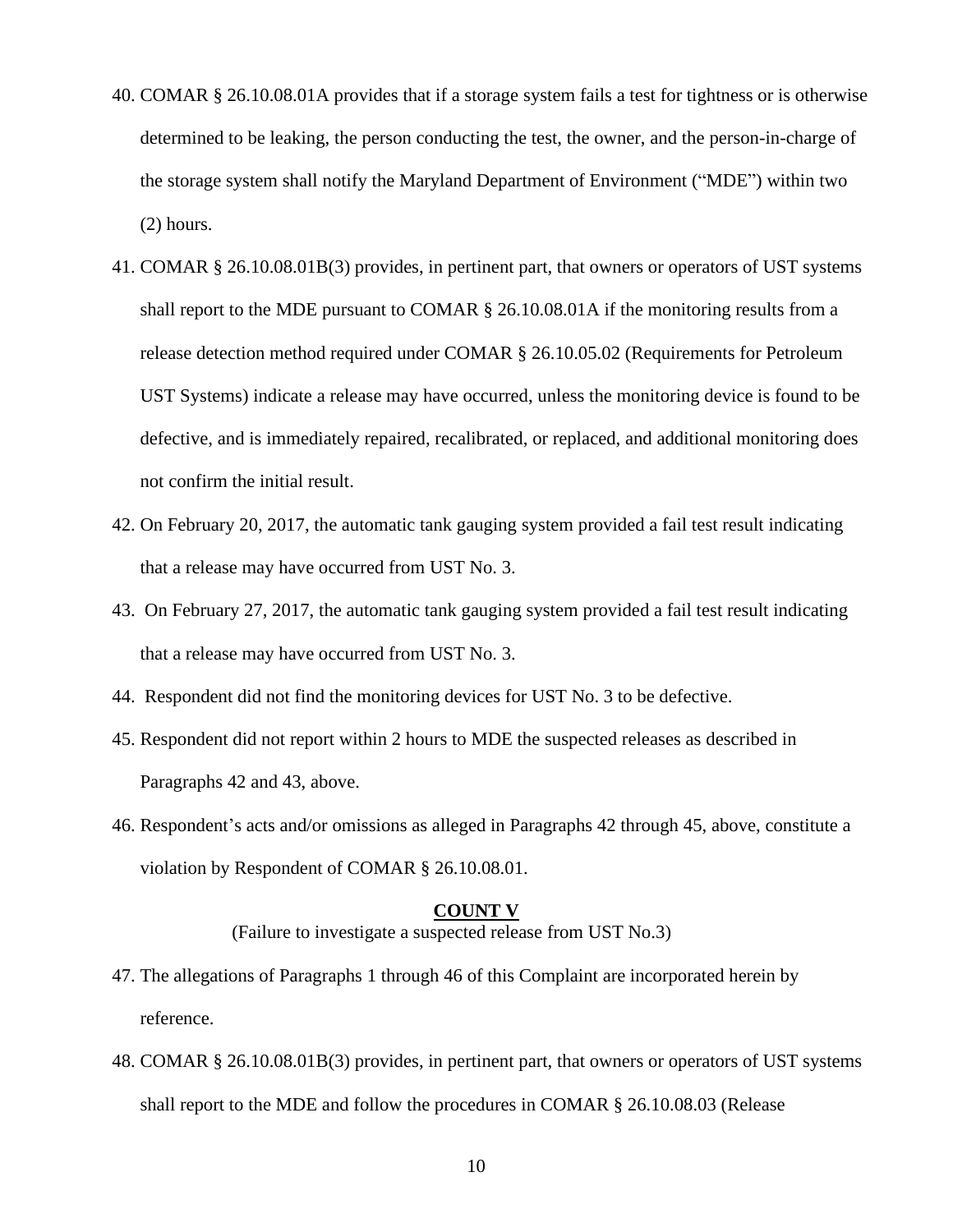40. COMAR § 26.10.08.01A provides that if a storage system fails a test for tightness or is otherwise determined to be leaking, the person conducting the test, the owner, and the person-in-charge of the storage system shall notify the Maryland Department of Environment ("MDE") within two (2) hours.

41. COMAR § 26.10.08.01B(3) provides, in pertinent part, that owners or operators of UST systems shall report to the MDE pursuant to COMAR § 26.10.08.01A if the monitoring results from a release detection method required under COMAR § 26.10.05.02 (Requirements for Petroleum UST Systems) indicate a release may have occurred, unless the monitoring device is found to be defective, and is immediately repaired, recalibrated, or replaced, and additional monitoring does not confirm the initial result.

42. On February 20, 2017, the automatic tank gauging system provided a fail test result indicating that a release may have occurred from UST No. 3.

43. On February 27, 2017, the automatic tank gauging system provided a fail test result indicating that a release may have occurred from UST No. 3.

44. Respondent did not find the monitoring devices for UST No. 3 to be defective.

45. Respondent did not report within 2 hours to MDE the suspected releases as described in Paragraphs 42 and 43, above.

46. Respondent's acts and/or omissions as alleged in Paragraphs 42 through 45, above, constitute a violation by Respondent of COMAR § 26.10.08.01.

## COUNT V

(Failure to investigate a suspected release from UST No.3)

47. The allegations of Paragraphs 1 through 46 of this Complaint are incorporated herein by reference.

48. COMAR § 26.10.08.01B(3) provides, in pertinent part, that owners or operators of UST systems shall report to the MDE and follow the procedures in COMAR § 26.10.08.03 (Release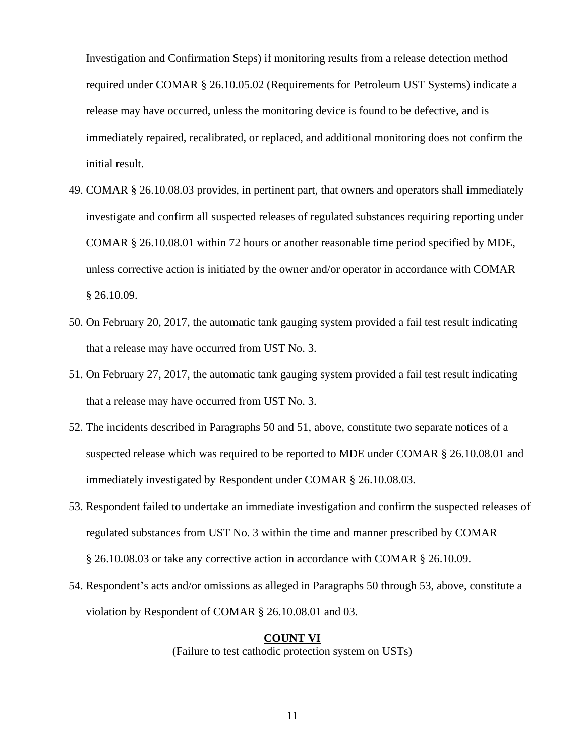Investigation and Confirmation Steps) if monitoring results from a release detection method required under COMAR § 26.10.05.02 (Requirements for Petroleum UST Systems) indicate a release may have occurred, unless the monitoring device is found to be defective, and is immediately repaired, recalibrated, or replaced, and additional monitoring does not confirm the initial result.

49. COMAR § 26.10.08.03 provides, in pertinent part, that owners and operators shall immediately investigate and confirm all suspected releases of regulated substances requiring reporting under COMAR § 26.10.08.01 within 72 hours or another reasonable time period specified by MDE, unless corrective action is initiated by the owner and/or operator in accordance with COMAR § 26.10.09.

50. On February 20, 2017, the automatic tank gauging system provided a fail test result indicating that a release may have occurred from UST No. 3.

51. On February 27, 2017, the automatic tank gauging system provided a fail test result indicating that a release may have occurred from UST No. 3.

52. The incidents described in Paragraphs 50 and 51, above, constitute two separate notices of a suspected release which was required to be reported to MDE under COMAR § 26.10.08.01 and immediately investigated by Respondent under COMAR § 26.10.08.03.

53. Respondent failed to undertake an immediate investigation and confirm the suspected releases of regulated substances from UST No. 3 within the time and manner prescribed by COMAR § 26.10.08.03 or take any corrective action in accordance with COMAR § 26.10.09.

54. Respondent's acts and/or omissions as alleged in Paragraphs 50 through 53, above, constitute a violation by Respondent of COMAR § 26.10.08.01 and 03.

## COUNT VI

(Failure to test cathodic protection system on USTs)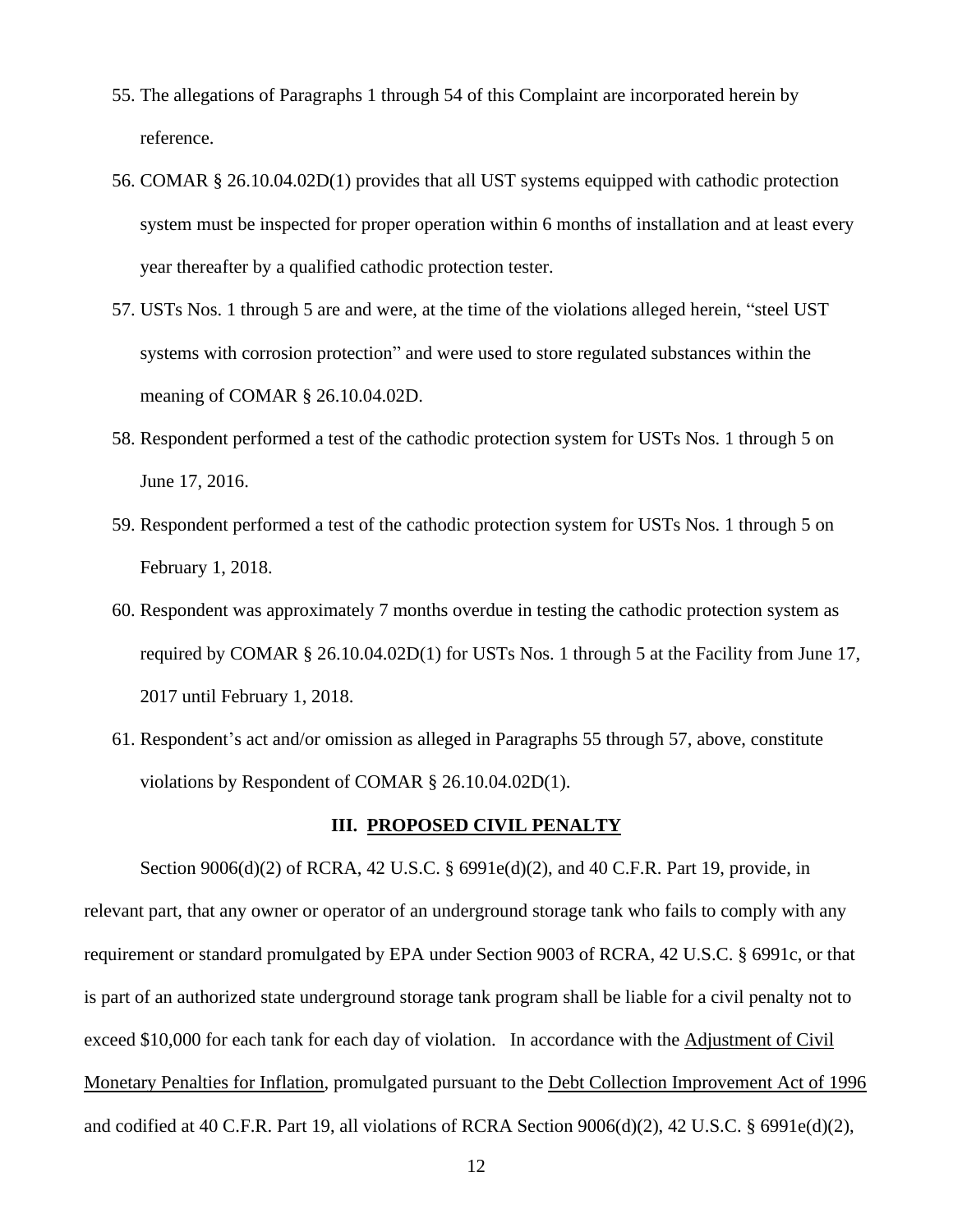55. The allegations of Paragraphs 1 through 54 of this Complaint are incorporated herein by reference.

56. COMAR § 26.10.04.02D(1) provides that all UST systems equipped with cathodic protection system must be inspected for proper operation within 6 months of installation and at least every year thereafter by a qualified cathodic protection tester.

57. USTs Nos. 1 through 5 are and were, at the time of the violations alleged herein, "steel UST systems with corrosion protection" and were used to store regulated substances within the meaning of COMAR § 26.10.04.02D.

58. Respondent performed a test of the cathodic protection system for USTs Nos. 1 through 5 on June 17, 2016.

59. Respondent performed a test of the cathodic protection system for USTs Nos. 1 through 5 on February 1, 2018.

60. Respondent was approximately 7 months overdue in testing the cathodic protection system as required by COMAR § 26.10.04.02D(1) for USTs Nos. 1 through 5 at the Facility from June 17, 2017 until February 1, 2018.

61. Respondent's act and/or omission as alleged in Paragraphs 55 through 57, above, constitute violations by Respondent of COMAR § 26.10.04.02D(1).

## III. PROPOSED CIVIL PENALTY

Section 9006(d)(2) of RCRA, 42 U.S.C. § 6991e(d)(2), and 40 C.F.R. Part 19, provide, in relevant part, that any owner or operator of an underground storage tank who fails to comply with any requirement or standard promulgated by EPA under Section 9003 of RCRA, 42 U.S.C. § 6991c, or that is part of an authorized state underground storage tank program shall be liable for a civil penalty not to exceed $10,000 for each tank for each day of violation. In accordance with the Adjustment of Civil Monetary Penalties for Inflation, promulgated pursuant to the Debt Collection Improvement Act of 1996 and codified at 40 C.F.R. Part 19, all violations of RCRA Section 9006(d)(2), 42 U.S.C. § 6991e(d)(2),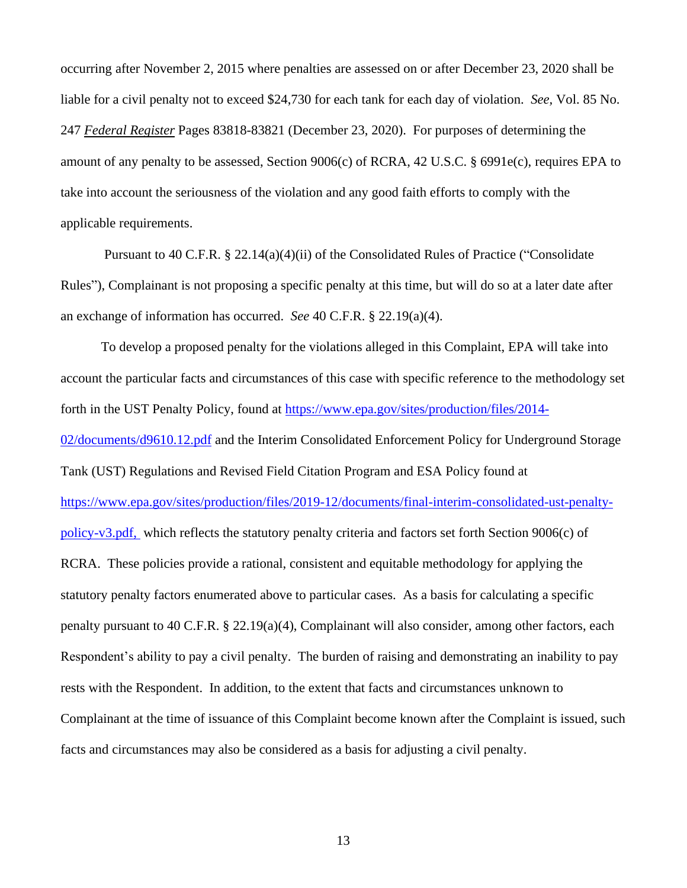occurring after November 2, 2015 where penalties are assessed on or after December 23, 2020 shall be liable for a civil penalty not to exceed $24,730 for each tank for each day of violation. *See,* Vol. 85 No. 247 ***Federal Register*** Pages 83818-83821 (December 23, 2020). For purposes of determining the amount of any penalty to be assessed, Section 9006(c) of RCRA, 42 U.S.C. § 6991e(c), requires EPA to take into account the seriousness of the violation and any good faith efforts to comply with the applicable requirements.

Pursuant to 40 C.F.R. § 22.14(a)(4)(ii) of the Consolidated Rules of Practice ("Consolidate Rules"), Complainant is not proposing a specific penalty at this time, but will do so at a later date after an exchange of information has occurred. *See* 40 C.F.R. § 22.19(a)(4).

To develop a proposed penalty for the violations alleged in this Complaint, EPA will take into account the particular facts and circumstances of this case with specific reference to the methodology set forth in the UST Penalty Policy, found at https://www.epa.gov/sites/production/files/2014-02/documents/d9610.12.pdf and the Interim Consolidated Enforcement Policy for Underground Storage Tank (UST) Regulations and Revised Field Citation Program and ESA Policy found at https://www.epa.gov/sites/production/files/2019-12/documents/final-interim-consolidated-ust-penalty-policy-v3.pdf, which reflects the statutory penalty criteria and factors set forth Section 9006(c) of RCRA. These policies provide a rational, consistent and equitable methodology for applying the statutory penalty factors enumerated above to particular cases. As a basis for calculating a specific penalty pursuant to 40 C.F.R. § 22.19(a)(4), Complainant will also consider, among other factors, each Respondent's ability to pay a civil penalty. The burden of raising and demonstrating an inability to pay rests with the Respondent. In addition, to the extent that facts and circumstances unknown to Complainant at the time of issuance of this Complaint become known after the Complaint is issued, such facts and circumstances may also be considered as a basis for adjusting a civil penalty.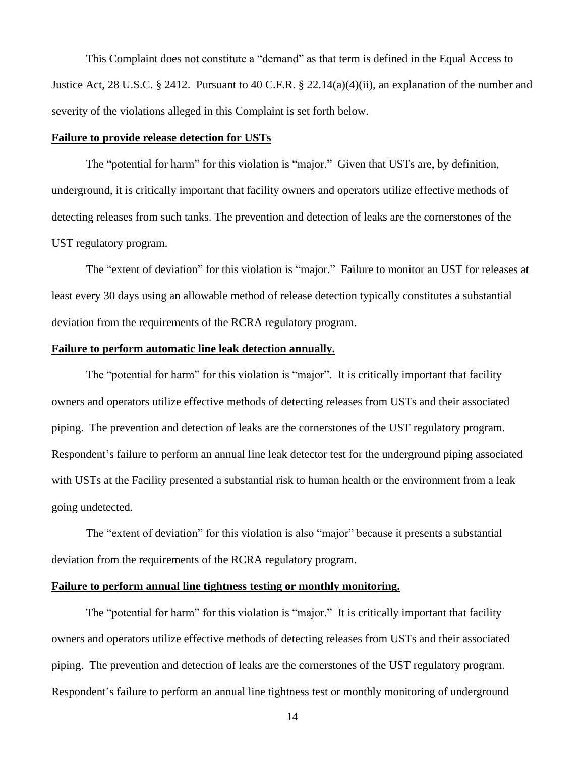This Complaint does not constitute a "demand" as that term is defined in the Equal Access to Justice Act, 28 U.S.C. § 2412. Pursuant to 40 C.F.R. § 22.14(a)(4)(ii), an explanation of the number and severity of the violations alleged in this Complaint is set forth below.

**Failure to provide release detection for USTs**

The "potential for harm" for this violation is "major." Given that USTs are, by definition, underground, it is critically important that facility owners and operators utilize effective methods of detecting releases from such tanks. The prevention and detection of leaks are the cornerstones of the UST regulatory program.

The "extent of deviation" for this violation is "major." Failure to monitor an UST for releases at least every 30 days using an allowable method of release detection typically constitutes a substantial deviation from the requirements of the RCRA regulatory program.

**Failure to perform automatic line leak detection annually.**

The "potential for harm" for this violation is "major". It is critically important that facility owners and operators utilize effective methods of detecting releases from USTs and their associated piping. The prevention and detection of leaks are the cornerstones of the UST regulatory program. Respondent's failure to perform an annual line leak detector test for the underground piping associated with USTs at the Facility presented a substantial risk to human health or the environment from a leak going undetected.

The "extent of deviation" for this violation is also "major" because it presents a substantial deviation from the requirements of the RCRA regulatory program.

**Failure to perform annual line tightness testing or monthly monitoring.**

The "potential for harm" for this violation is "major." It is critically important that facility owners and operators utilize effective methods of detecting releases from USTs and their associated piping. The prevention and detection of leaks are the cornerstones of the UST regulatory program. Respondent's failure to perform an annual line tightness test or monthly monitoring of underground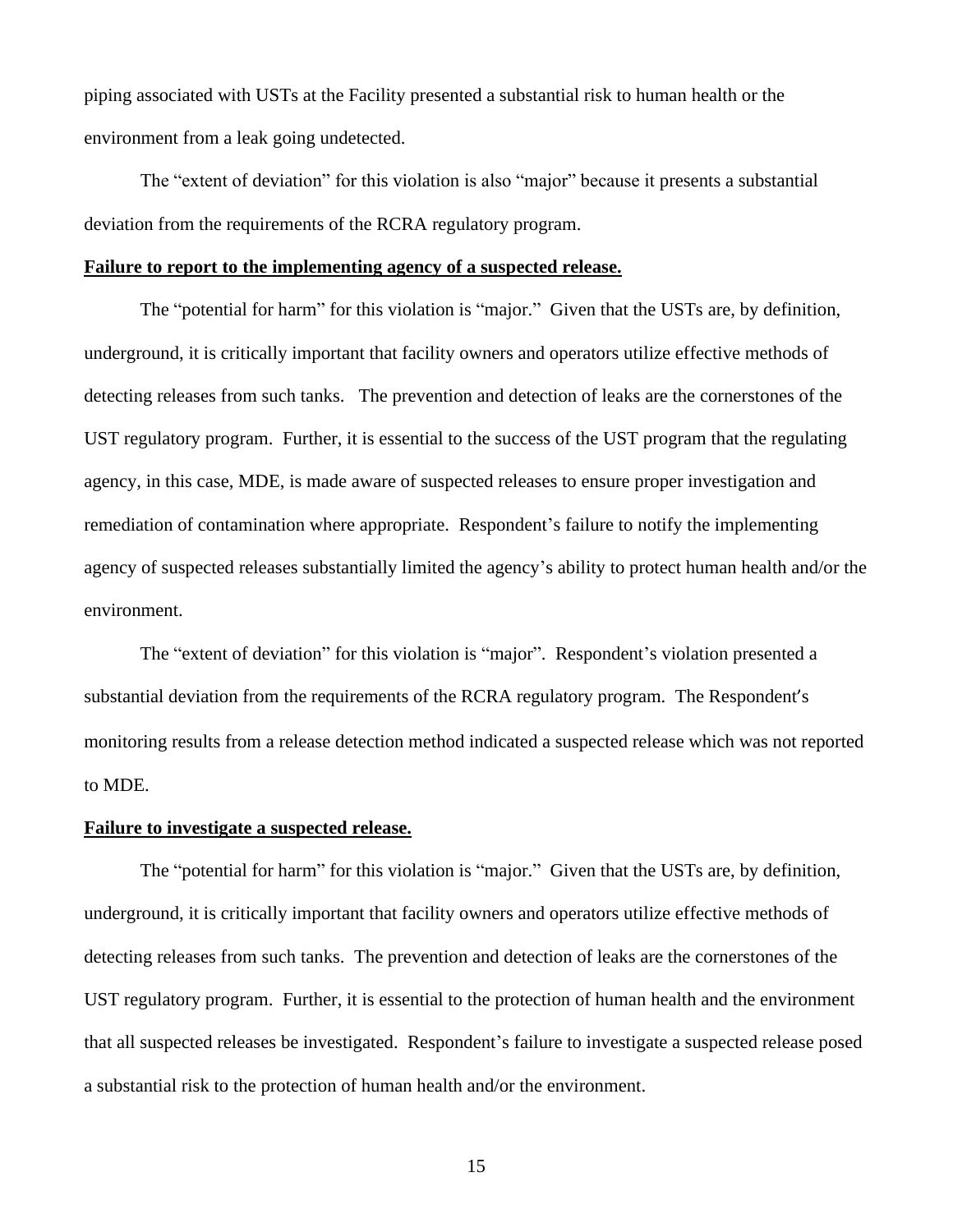piping associated with USTs at the Facility presented a substantial risk to human health or the environment from a leak going undetected.

The "extent of deviation" for this violation is also "major" because it presents a substantial deviation from the requirements of the RCRA regulatory program.

**Failure to report to the implementing agency of a suspected release.**

The "potential for harm" for this violation is "major." Given that the USTs are, by definition, underground, it is critically important that facility owners and operators utilize effective methods of detecting releases from such tanks. The prevention and detection of leaks are the cornerstones of the UST regulatory program. Further, it is essential to the success of the UST program that the regulating agency, in this case, MDE, is made aware of suspected releases to ensure proper investigation and remediation of contamination where appropriate. Respondent's failure to notify the implementing agency of suspected releases substantially limited the agency's ability to protect human health and/or the environment.

The "extent of deviation" for this violation is "major". Respondent's violation presented a substantial deviation from the requirements of the RCRA regulatory program. The Respondent's monitoring results from a release detection method indicated a suspected release which was not reported to MDE.

**Failure to investigate a suspected release.**

The "potential for harm" for this violation is "major." Given that the USTs are, by definition, underground, it is critically important that facility owners and operators utilize effective methods of detecting releases from such tanks. The prevention and detection of leaks are the cornerstones of the UST regulatory program. Further, it is essential to the protection of human health and the environment that all suspected releases be investigated. Respondent's failure to investigate a suspected release posed a substantial risk to the protection of human health and/or the environment.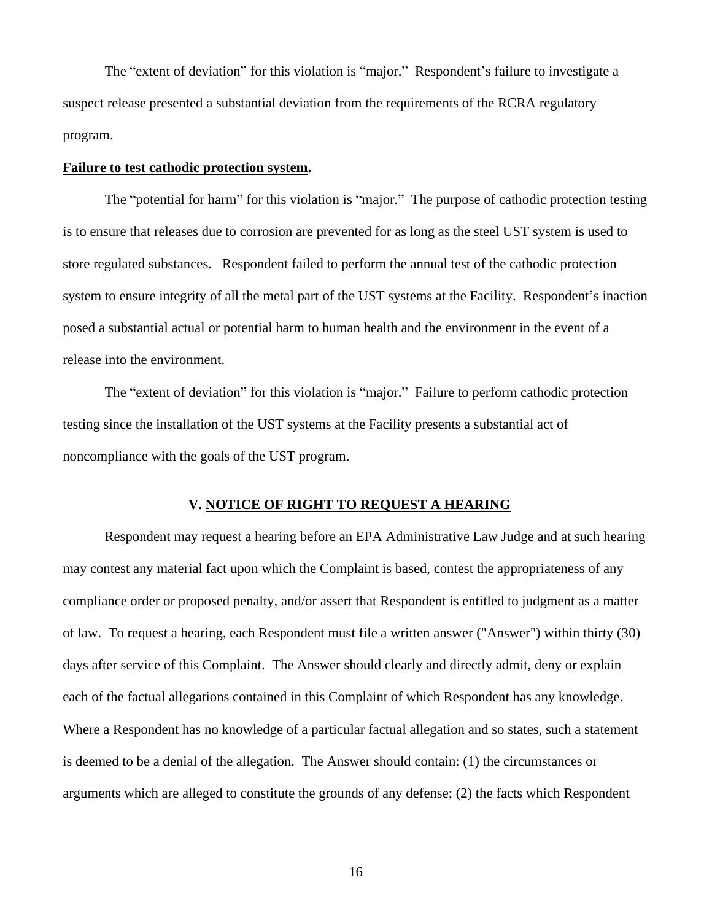The "extent of deviation" for this violation is "major." Respondent's failure to investigate a suspect release presented a substantial deviation from the requirements of the RCRA regulatory program.

**Failure to test cathodic protection system.**

The "potential for harm" for this violation is "major." The purpose of cathodic protection testing is to ensure that releases due to corrosion are prevented for as long as the steel UST system is used to store regulated substances. Respondent failed to perform the annual test of the cathodic protection system to ensure integrity of all the metal part of the UST systems at the Facility. Respondent's inaction posed a substantial actual or potential harm to human health and the environment in the event of a release into the environment.

The "extent of deviation" for this violation is "major." Failure to perform cathodic protection testing since the installation of the UST systems at the Facility presents a substantial act of noncompliance with the goals of the UST program.

## V. NOTICE OF RIGHT TO REQUEST A HEARING

Respondent may request a hearing before an EPA Administrative Law Judge and at such hearing may contest any material fact upon which the Complaint is based, contest the appropriateness of any compliance order or proposed penalty, and/or assert that Respondent is entitled to judgment as a matter of law. To request a hearing, each Respondent must file a written answer ("Answer") within thirty (30) days after service of this Complaint. The Answer should clearly and directly admit, deny or explain each of the factual allegations contained in this Complaint of which Respondent has any knowledge. Where a Respondent has no knowledge of a particular factual allegation and so states, such a statement is deemed to be a denial of the allegation. The Answer should contain: (1) the circumstances or arguments which are alleged to constitute the grounds of any defense; (2) the facts which Respondent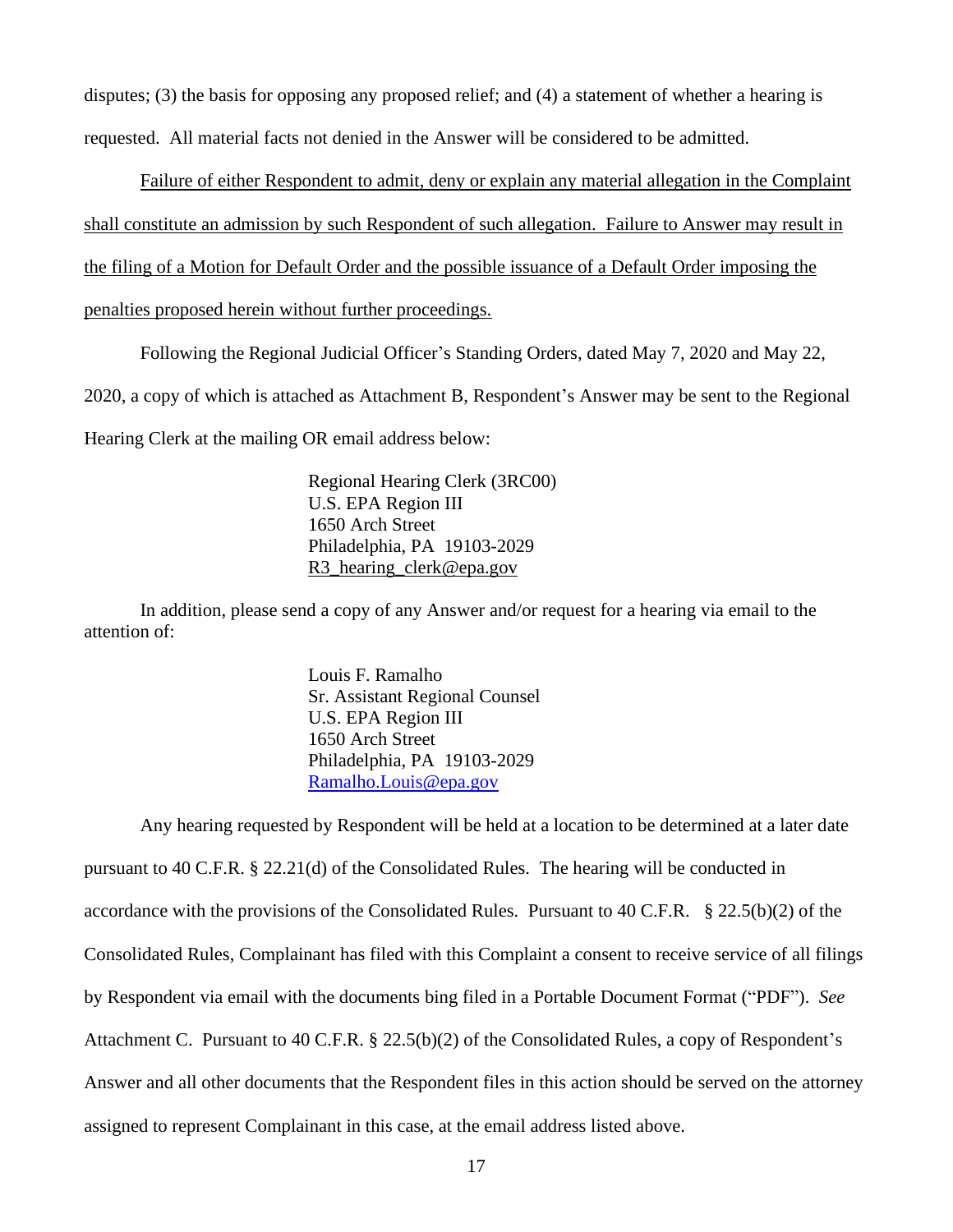disputes; (3) the basis for opposing any proposed relief; and (4) a statement of whether a hearing is requested. All material facts not denied in the Answer will be considered to be admitted.

<u>Failure of either Respondent to admit, deny or explain any material allegation in the Complaint shall constitute an admission by such Respondent of such allegation. Failure to Answer may result in the filing of a Motion for Default Order and the possible issuance of a Default Order imposing the penalties proposed herein without further proceedings.</u>

Following the Regional Judicial Officer's Standing Orders, dated May 7, 2020 and May 22, 2020, a copy of which is attached as Attachment B, Respondent's Answer may be sent to the Regional Hearing Clerk at the mailing OR email address below:

> Regional Hearing Clerk (3RC00)
> U.S. EPA Region III
> 1650 Arch Street
> Philadelphia, PA 19103-2029
> R3_hearing_clerk@epa.gov

In addition, please send a copy of any Answer and/or request for a hearing via email to the attention of:

> Louis F. Ramalho
> Sr. Assistant Regional Counsel
> U.S. EPA Region III
> 1650 Arch Street
> Philadelphia, PA 19103-2029
> Ramalho.Louis@epa.gov

Any hearing requested by Respondent will be held at a location to be determined at a later date pursuant to 40 C.F.R. § 22.21(d) of the Consolidated Rules. The hearing will be conducted in accordance with the provisions of the Consolidated Rules. Pursuant to 40 C.F.R. § 22.5(b)(2) of the Consolidated Rules, Complainant has filed with this Complaint a consent to receive service of all filings by Respondent via email with the documents bing filed in a Portable Document Format ("PDF"). *See* Attachment C. Pursuant to 40 C.F.R. § 22.5(b)(2) of the Consolidated Rules, a copy of Respondent's Answer and all other documents that the Respondent files in this action should be served on the attorney assigned to represent Complainant in this case, at the email address listed above.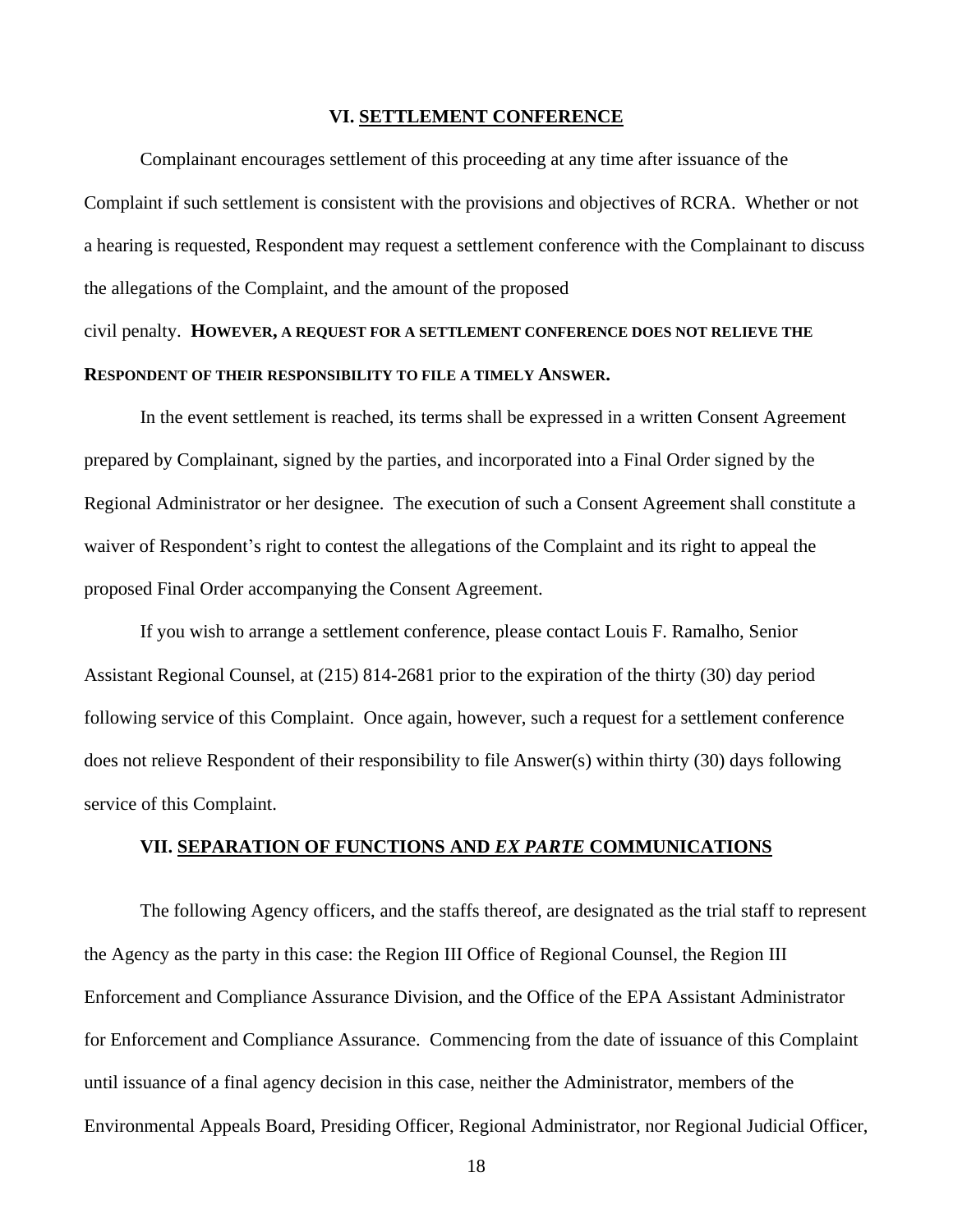### VI. SETTLEMENT CONFERENCE

Complainant encourages settlement of this proceeding at any time after issuance of the Complaint if such settlement is consistent with the provisions and objectives of RCRA. Whether or not a hearing is requested, Respondent may request a settlement conference with the Complainant to discuss the allegations of the Complaint, and the amount of the proposed civil penalty. **HOWEVER, A REQUEST FOR A SETTLEMENT CONFERENCE DOES NOT RELIEVE THE RESPONDENT OF THEIR RESPONSIBILITY TO FILE A TIMELY ANSWER.**

In the event settlement is reached, its terms shall be expressed in a written Consent Agreement prepared by Complainant, signed by the parties, and incorporated into a Final Order signed by the Regional Administrator or her designee. The execution of such a Consent Agreement shall constitute a waiver of Respondent's right to contest the allegations of the Complaint and its right to appeal the proposed Final Order accompanying the Consent Agreement.

If you wish to arrange a settlement conference, please contact Louis F. Ramalho, Senior Assistant Regional Counsel, at (215) 814-2681 prior to the expiration of the thirty (30) day period following service of this Complaint. Once again, however, such a request for a settlement conference does not relieve Respondent of their responsibility to file Answer(s) within thirty (30) days following service of this Complaint.

### VII. SEPARATION OF FUNCTIONS AND *EX PARTE* COMMUNICATIONS

The following Agency officers, and the staffs thereof, are designated as the trial staff to represent the Agency as the party in this case: the Region III Office of Regional Counsel, the Region III Enforcement and Compliance Assurance Division, and the Office of the EPA Assistant Administrator for Enforcement and Compliance Assurance. Commencing from the date of issuance of this Complaint until issuance of a final agency decision in this case, neither the Administrator, members of the Environmental Appeals Board, Presiding Officer, Regional Administrator, nor Regional Judicial Officer,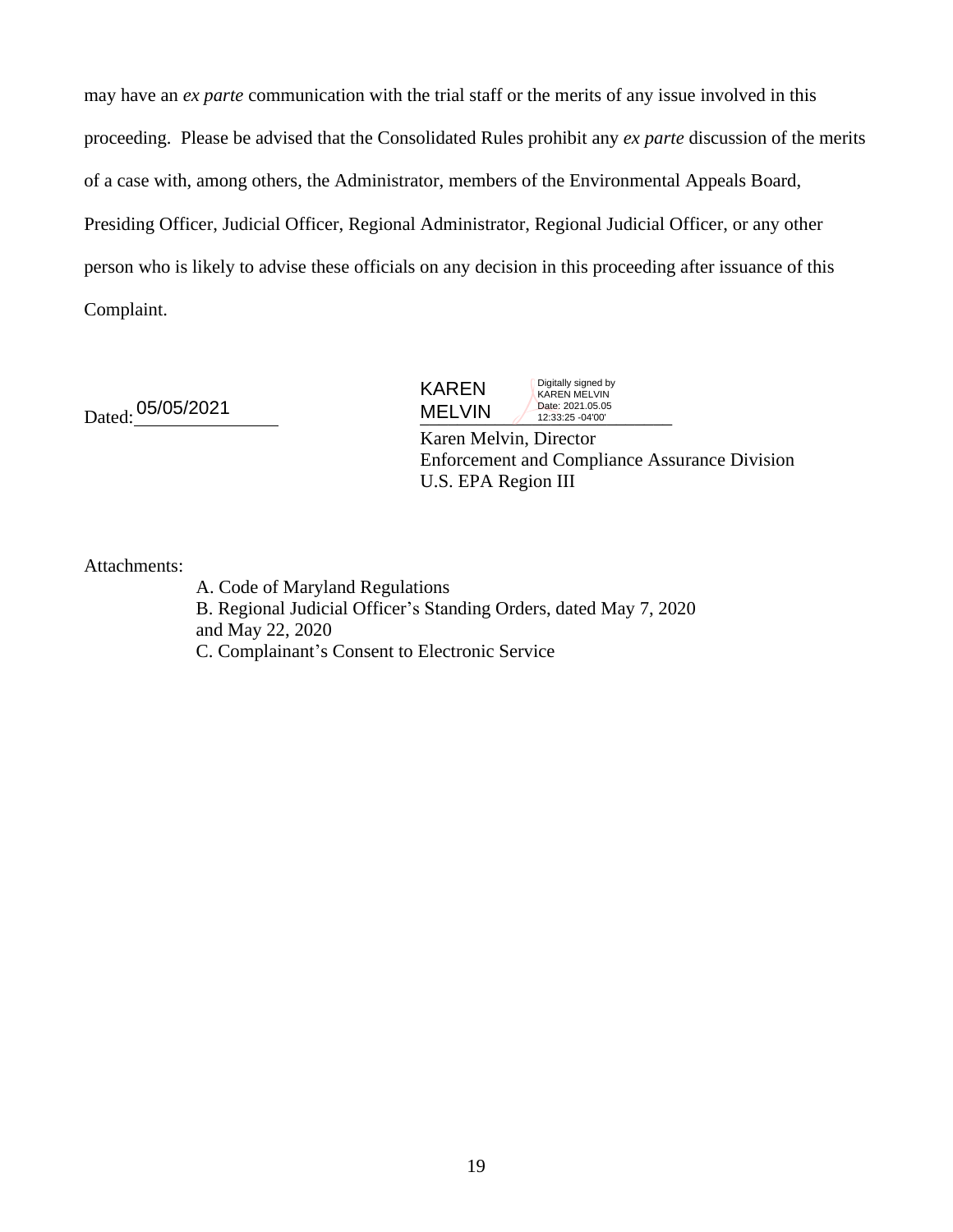may have an *ex parte* communication with the trial staff or the merits of any issue involved in this proceeding. Please be advised that the Consolidated Rules prohibit any *ex parte* discussion of the merits of a case with, among others, the Administrator, members of the Environmental Appeals Board, Presiding Officer, Judicial Officer, Regional Administrator, Regional Judicial Officer, or any other person who is likely to advise these officials on any decision in this proceeding after issuance of this Complaint.

Dated: 05/05/2021

KAREN MELVIN
Digitally signed by KAREN MELVIN
Date: 2021.05.05 12:33:25 -04'00'

Karen Melvin, Director
Enforcement and Compliance Assurance Division
U.S. EPA Region III

Attachments:

A. Code of Maryland Regulations
B. Regional Judicial Officer's Standing Orders, dated May 7, 2020 and May 22, 2020
C. Complainant's Consent to Electronic Service